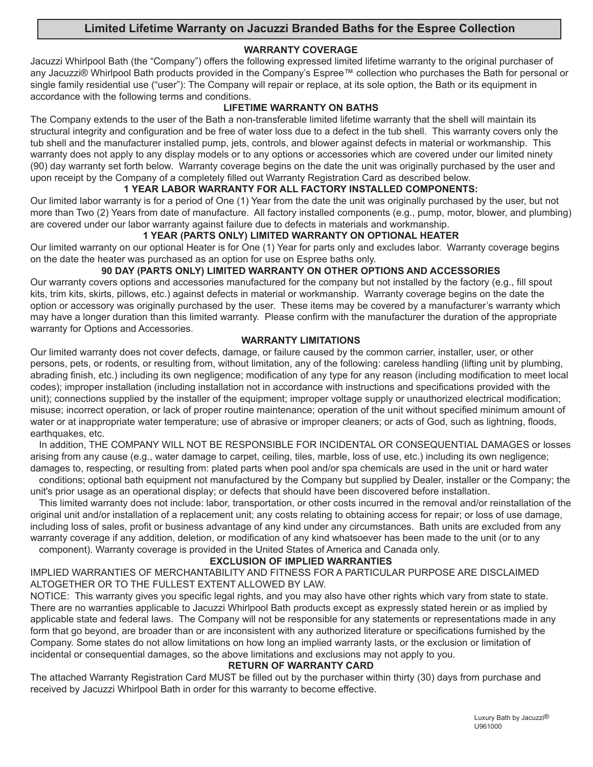# Limited Lifetime Warranty on Jacuzzi Branded Baths for the Espree Collection

## WARRANTY COVERAGE

Jacuzzi Whirlpool Bath (the "Company") offers the following expressed limited lifetime warranty to the original purchaser of any Jacuzzi® Whirlpool Bath products provided in the Company's Espree™ collection who purchases the Bath for personal or single family residential use ("user"): The Company will repair or replace, at its sole option, the Bath or its equipment in accordance with the following terms and conditions.

## LIFETIME WARRANTY ON BATHS

The Company extends to the user of the Bath a non-transferable limited lifetime warranty that the shell will maintain its structural integrity and configuration and be free of water loss due to a defect in the tub shell. This warranty covers only the tub shell and the manufacturer installed pump, jets, controls, and blower against defects in material or workmanship. This warranty does not apply to any display models or to any options or accessories which are covered under our limited ninety (90) day warranty set forth below. Warranty coverage begins on the date the unit was originally purchased by the user and upon receipt by the Company of a completely filled out Warranty Registration Card as described below.

## 1 YEAR LABOR WARRANTY FOR ALL FACTORY INSTALLED COMPONENTS:

Our limited labor warranty is for a period of One (1) Year from the date the unit was originally purchased by the user, but not more than Two (2) Years from date of manufacture. All factory installed components (e.g., pump, motor, blower, and plumbing) are covered under our labor warranty against failure due to defects in materials and workmanship.

## 1 YEAR (PARTS ONLY) LIMITED WARRANTY ON OPTIONAL HEATER

Our limited warranty on our optional Heater is for One (1) Year for parts only and excludes labor. Warranty coverage begins on the date the heater was purchased as an option for use on Espree baths only.

## 90 DAY (PARTS ONLY) LIMITED WARRANTY ON OTHER OPTIONS AND ACCESSORIES

Our warranty covers options and accessories manufactured for the company but not installed by the factory (e.g., fill spout kits, trim kits, skirts, pillows, etc.) against defects in material or workmanship. Warranty coverage begins on the date the option or accessory was originally purchased by the user. These items may be covered by a manufacturer's warranty which may have a longer duration than this limited warranty. Please confirm with the manufacturer the duration of the appropriate warranty for Options and Accessories.

## WARRANTY LIMITATIONS

Our limited warranty does not cover defects, damage, or failure caused by the common carrier, installer, user, or other persons, pets, or rodents, or resulting from, without limitation, any of the following: careless handling (lifting unit by plumbing, abrading finish, etc.) including its own negligence; modification of any type for any reason (including modification to meet local codes); improper installation (including installation not in accordance with instructions and specifications provided with the unit); connections supplied by the installer of the equipment; improper voltage supply or unauthorized electrical modification; misuse; incorrect operation, or lack of proper routine maintenance; operation of the unit without specified minimum amount of water or at inappropriate water temperature; use of abrasive or improper cleaners; or acts of God, such as lightning, floods, earthquakes, etc.

In addition, THE COMPANY WILL NOT BE RESPONSIBLE FOR INCIDENTAL OR CONSEQUENTIAL DAMAGES or losses arising from any cause (e.g., water damage to carpet, ceiling, tiles, marble, loss of use, etc.) including its own negligence; damages to, respecting, or resulting from: plated parts when pool and/or spa chemicals are used in the unit or hard water conditions; optional bath equipment not manufactured by the Company but supplied by Dealer, installer or the Company; the unit's prior usage as an operational display; or defects that should have been discovered before installation.

This limited warranty does not include: labor, transportation, or other costs incurred in the removal and/or reinstallation of the original unit and/or installation of a replacement unit; any costs relating to obtaining access for repair; or loss of use damage, including loss of sales, profit or business advantage of any kind under any circumstances. Bath units are excluded from any warranty coverage if any addition, deletion, or modification of any kind whatsoever has been made to the unit (or to any component). Warranty coverage is provided in the United States of America and Canada only.

## EXCLUSION OF IMPLIED WARRANTIES

IMPLIED WARRANTIES OF MERCHANTABILITY AND FITNESS FOR A PARTICULAR PURPOSE ARE DISCLAIMED ALTOGETHER OR TO THE FULLEST EXTENT ALLOWED BY LAW.

NOTICE: This warranty gives you specific legal rights, and you may also have other rights which vary from state to state. There are no warranties applicable to Jacuzzi Whirlpool Bath products except as expressly stated herein or as implied by applicable state and federal laws. The Company will not be responsible for any statements or representations made in any form that go beyond, are broader than or are inconsistent with any authorized literature or specifications furnished by the Company. Some states do not allow limitations on how long an implied warranty lasts, or the exclusion or limitation of incidental or consequential damages, so the above limitations and exclusions may not apply to you.

## RETURN OF WARRANTY CARD

The attached Warranty Registration Card MUST be filled out by the purchaser within thirty (30) days from purchase and received by Jacuzzi Whirlpool Bath in order for this warranty to become effective.

Luxury Bath by Jacuzzi®
U961000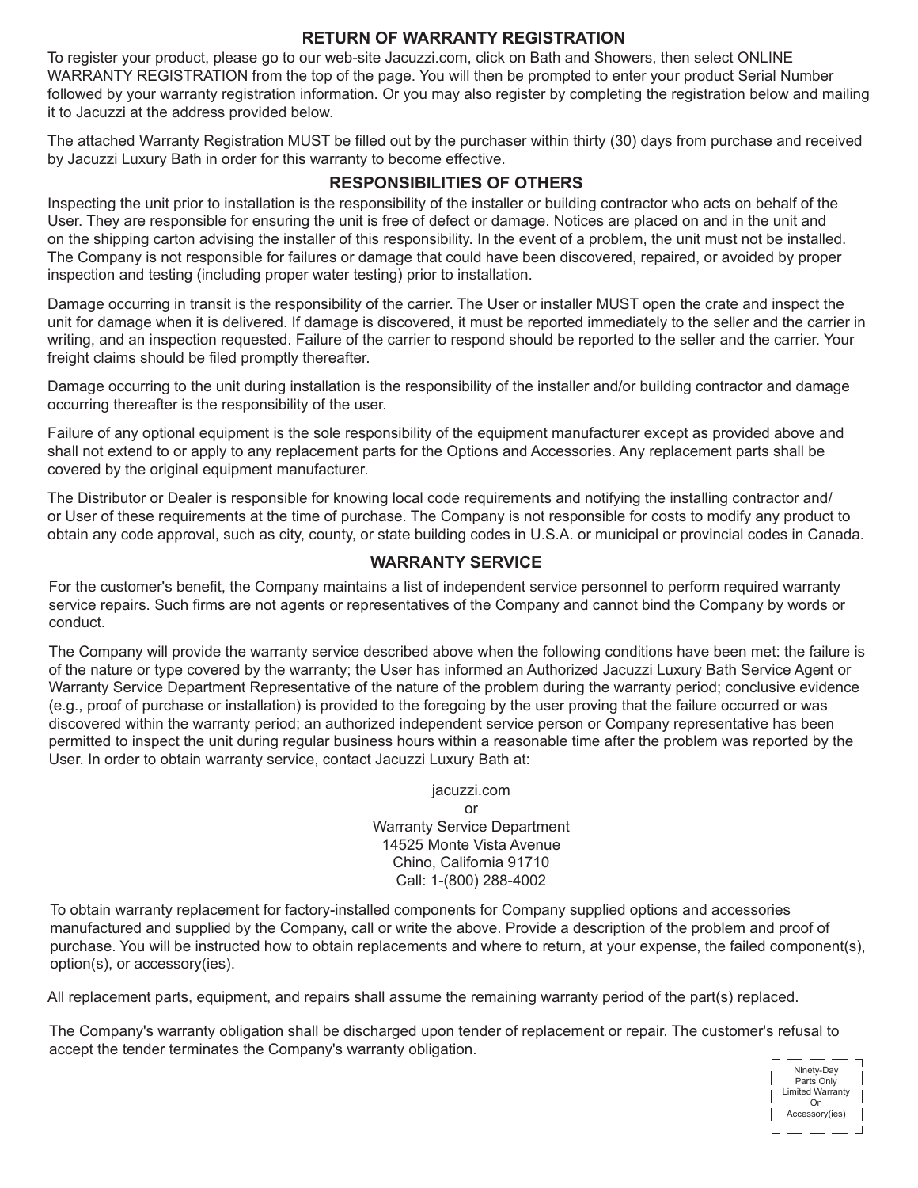## RETURN OF WARRANTY REGISTRATION

To register your product, please go to our web-site Jacuzzi.com, click on Bath and Showers, then select ONLINE WARRANTY REGISTRATION from the top of the page. You will then be prompted to enter your product Serial Number followed by your warranty registration information. Or you may also register by completing the registration below and mailing it to Jacuzzi at the address provided below.

The attached Warranty Registration MUST be filled out by the purchaser within thirty (30) days from purchase and received by Jacuzzi Luxury Bath in order for this warranty to become effective.

## RESPONSIBILITIES OF OTHERS

Inspecting the unit prior to installation is the responsibility of the installer or building contractor who acts on behalf of the User. They are responsible for ensuring the unit is free of defect or damage. Notices are placed on and in the unit and on the shipping carton advising the installer of this responsibility. In the event of a problem, the unit must not be installed. The Company is not responsible for failures or damage that could have been discovered, repaired, or avoided by proper inspection and testing (including proper water testing) prior to installation.

Damage occurring in transit is the responsibility of the carrier. The User or installer MUST open the crate and inspect the unit for damage when it is delivered. If damage is discovered, it must be reported immediately to the seller and the carrier in writing, and an inspection requested. Failure of the carrier to respond should be reported to the seller and the carrier. Your freight claims should be filed promptly thereafter.

Damage occurring to the unit during installation is the responsibility of the installer and/or building contractor and damage occurring thereafter is the responsibility of the user.

Failure of any optional equipment is the sole responsibility of the equipment manufacturer except as provided above and shall not extend to or apply to any replacement parts for the Options and Accessories. Any replacement parts shall be covered by the original equipment manufacturer.

The Distributor or Dealer is responsible for knowing local code requirements and notifying the installing contractor and/or User of these requirements at the time of purchase. The Company is not responsible for costs to modify any product to obtain any code approval, such as city, county, or state building codes in U.S.A. or municipal or provincial codes in Canada.

## WARRANTY SERVICE

For the customer's benefit, the Company maintains a list of independent service personnel to perform required warranty service repairs. Such firms are not agents or representatives of the Company and cannot bind the Company by words or conduct.

The Company will provide the warranty service described above when the following conditions have been met: the failure is of the nature or type covered by the warranty; the User has informed an Authorized Jacuzzi Luxury Bath Service Agent or Warranty Service Department Representative of the nature of the problem during the warranty period; conclusive evidence (e.g., proof of purchase or installation) is provided to the foregoing by the user proving that the failure occurred or was discovered within the warranty period; an authorized independent service person or Company representative has been permitted to inspect the unit during regular business hours within a reasonable time after the problem was reported by the User. In order to obtain warranty service, contact Jacuzzi Luxury Bath at:

jacuzzi.com
or
Warranty Service Department
14525 Monte Vista Avenue
Chino, California 91710
Call: 1-(800) 288-4002

To obtain warranty replacement for factory-installed components for Company supplied options and accessories manufactured and supplied by the Company, call or write the above. Provide a description of the problem and proof of purchase. You will be instructed how to obtain replacements and where to return, at your expense, the failed component(s), option(s), or accessory(ies).

All replacement parts, equipment, and repairs shall assume the remaining warranty period of the part(s) replaced.

The Company's warranty obligation shall be discharged upon tender of replacement or repair. The customer's refusal to accept the tender terminates the Company's warranty obligation.

Ninety-Day
Parts Only
Limited Warranty
On
Accessory(ies)